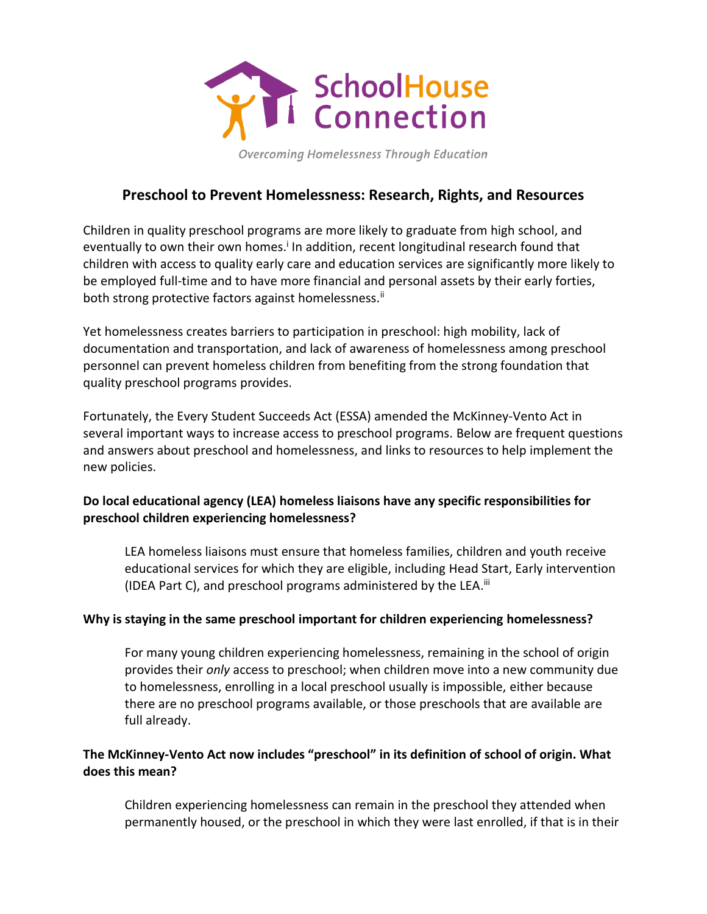SchoolHouse Connection

*Overcoming Homelessness Through Education*

# Preschool to Prevent Homelessness: Research, Rights, and Resources

Children in quality preschool programs are more likely to graduate from high school, and eventually to own their own homes.[i] In addition, recent longitudinal research found that children with access to quality early care and education services are significantly more likely to be employed full-time and to have more financial and personal assets by their early forties, both strong protective factors against homelessness.[ii]

Yet homelessness creates barriers to participation in preschool: high mobility, lack of documentation and transportation, and lack of awareness of homelessness among preschool personnel can prevent homeless children from benefiting from the strong foundation that quality preschool programs provides.

Fortunately, the Every Student Succeeds Act (ESSA) amended the McKinney-Vento Act in several important ways to increase access to preschool programs. Below are frequent questions and answers about preschool and homelessness, and links to resources to help implement the new policies.

**Do local educational agency (LEA) homeless liaisons have any specific responsibilities for preschool children experiencing homelessness?**

> LEA homeless liaisons must ensure that homeless families, children and youth receive educational services for which they are eligible, including Head Start, Early intervention (IDEA Part C), and preschool programs administered by the LEA.[iii]

**Why is staying in the same preschool important for children experiencing homelessness?**

> For many young children experiencing homelessness, remaining in the school of origin provides their *only* access to preschool; when children move into a new community due to homelessness, enrolling in a local preschool usually is impossible, either because there are no preschool programs available, or those preschools that are available are full already.

**The McKinney-Vento Act now includes "preschool" in its definition of school of origin. What does this mean?**

> Children experiencing homelessness can remain in the preschool they attended when permanently housed, or the preschool in which they were last enrolled, if that is in their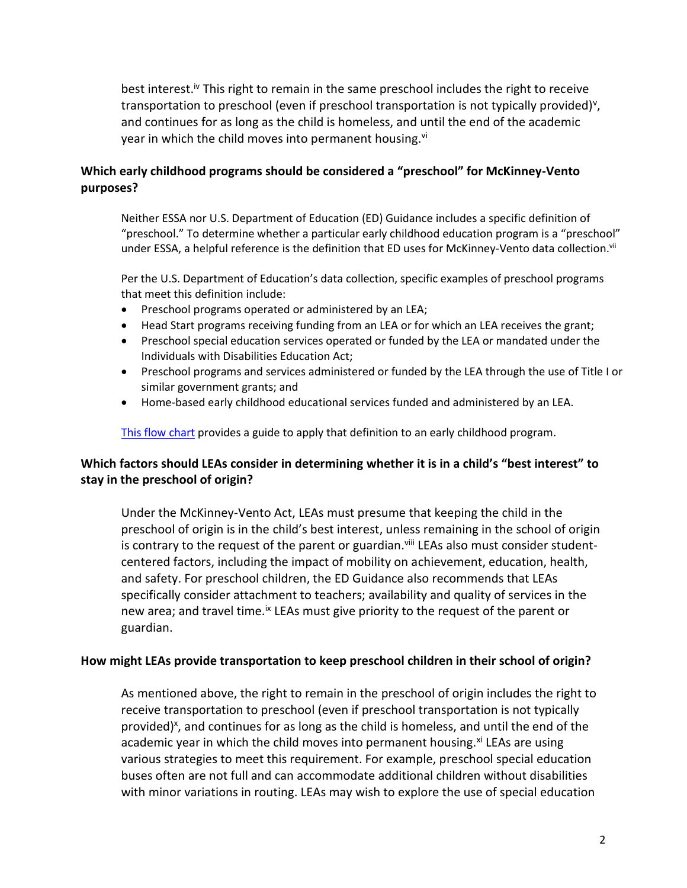best interest.[iv] This right to remain in the same preschool includes the right to receive transportation to preschool (even if preschool transportation is not typically provided)[v], and continues for as long as the child is homeless, and until the end of the academic year in which the child moves into permanent housing.[vi]

### Which early childhood programs should be considered a "preschool" for McKinney-Vento purposes?

Neither ESSA nor U.S. Department of Education (ED) Guidance includes a specific definition of "preschool." To determine whether a particular early childhood education program is a "preschool" under ESSA, a helpful reference is the definition that ED uses for McKinney-Vento data collection.[vii]

Per the U.S. Department of Education's data collection, specific examples of preschool programs that meet this definition include:

- Preschool programs operated or administered by an LEA;
- Head Start programs receiving funding from an LEA or for which an LEA receives the grant;
- Preschool special education services operated or funded by the LEA or mandated under the Individuals with Disabilities Education Act;
- Preschool programs and services administered or funded by the LEA through the use of Title I or similar government grants; and
- Home-based early childhood educational services funded and administered by an LEA.

[This flow chart] provides a guide to apply that definition to an early childhood program.

### Which factors should LEAs consider in determining whether it is in a child's "best interest" to stay in the preschool of origin?

Under the McKinney-Vento Act, LEAs must presume that keeping the child in the preschool of origin is in the child's best interest, unless remaining in the school of origin is contrary to the request of the parent or guardian.[viii] LEAs also must consider student-centered factors, including the impact of mobility on achievement, education, health, and safety. For preschool children, the ED Guidance also recommends that LEAs specifically consider attachment to teachers; availability and quality of services in the new area; and travel time.[ix] LEAs must give priority to the request of the parent or guardian.

### How might LEAs provide transportation to keep preschool children in their school of origin?

As mentioned above, the right to remain in the preschool of origin includes the right to receive transportation to preschool (even if preschool transportation is not typically provided)[x], and continues for as long as the child is homeless, and until the end of the academic year in which the child moves into permanent housing.[xi] LEAs are using various strategies to meet this requirement. For example, preschool special education buses often are not full and can accommodate additional children without disabilities with minor variations in routing. LEAs may wish to explore the use of special education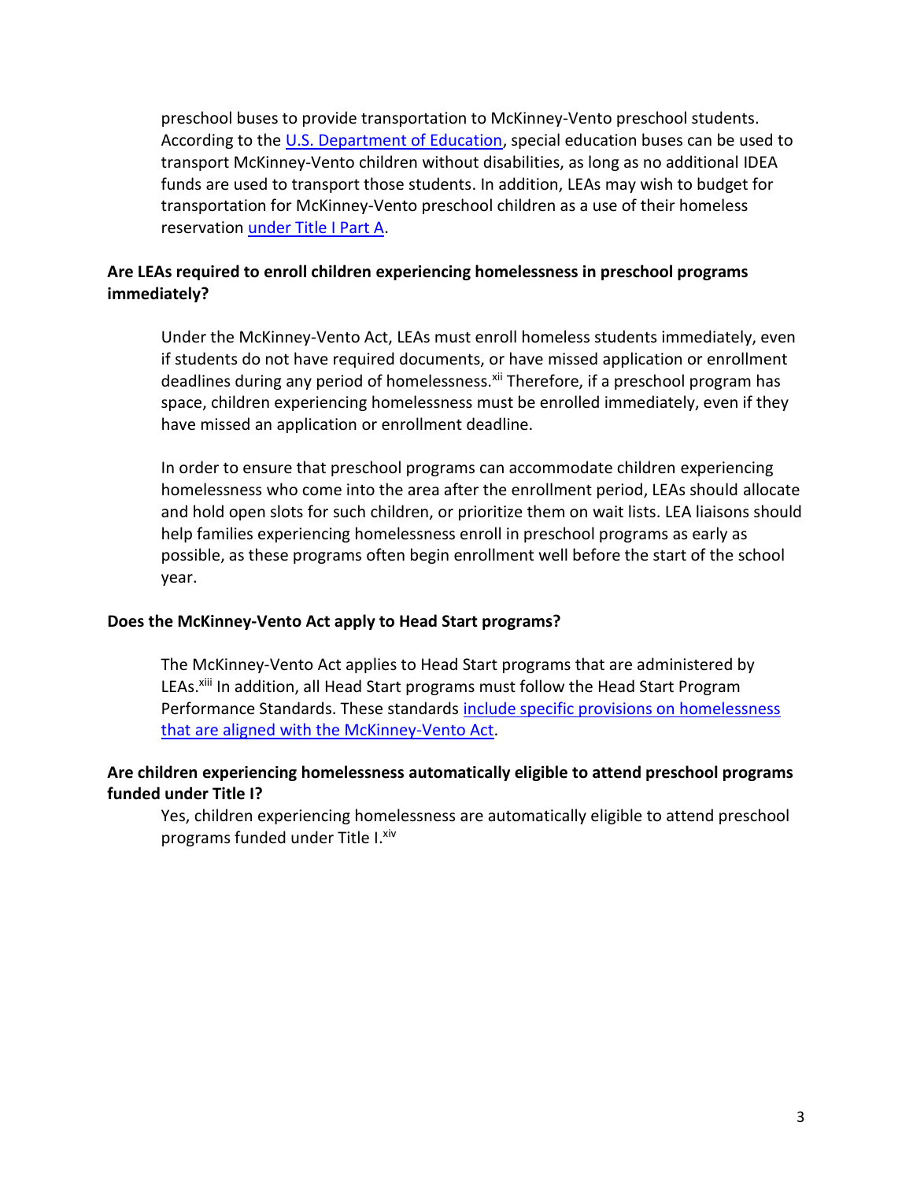preschool buses to provide transportation to McKinney-Vento preschool students. According to the U.S. Department of Education, special education buses can be used to transport McKinney-Vento children without disabilities, as long as no additional IDEA funds are used to transport those students. In addition, LEAs may wish to budget for transportation for McKinney-Vento preschool children as a use of their homeless reservation under Title I Part A.

**Are LEAs required to enroll children experiencing homelessness in preschool programs immediately?**

Under the McKinney-Vento Act, LEAs must enroll homeless students immediately, even if students do not have required documents, or have missed application or enrollment deadlines during any period of homelessness.[xii] Therefore, if a preschool program has space, children experiencing homelessness must be enrolled immediately, even if they have missed an application or enrollment deadline.

In order to ensure that preschool programs can accommodate children experiencing homelessness who come into the area after the enrollment period, LEAs should allocate and hold open slots for such children, or prioritize them on wait lists. LEA liaisons should help families experiencing homelessness enroll in preschool programs as early as possible, as these programs often begin enrollment well before the start of the school year.

**Does the McKinney-Vento Act apply to Head Start programs?**

The McKinney-Vento Act applies to Head Start programs that are administered by LEAs.[xiii] In addition, all Head Start programs must follow the Head Start Program Performance Standards. These standards include specific provisions on homelessness that are aligned with the McKinney-Vento Act.

**Are children experiencing homelessness automatically eligible to attend preschool programs funded under Title I?**

Yes, children experiencing homelessness are automatically eligible to attend preschool programs funded under Title I.[xiv]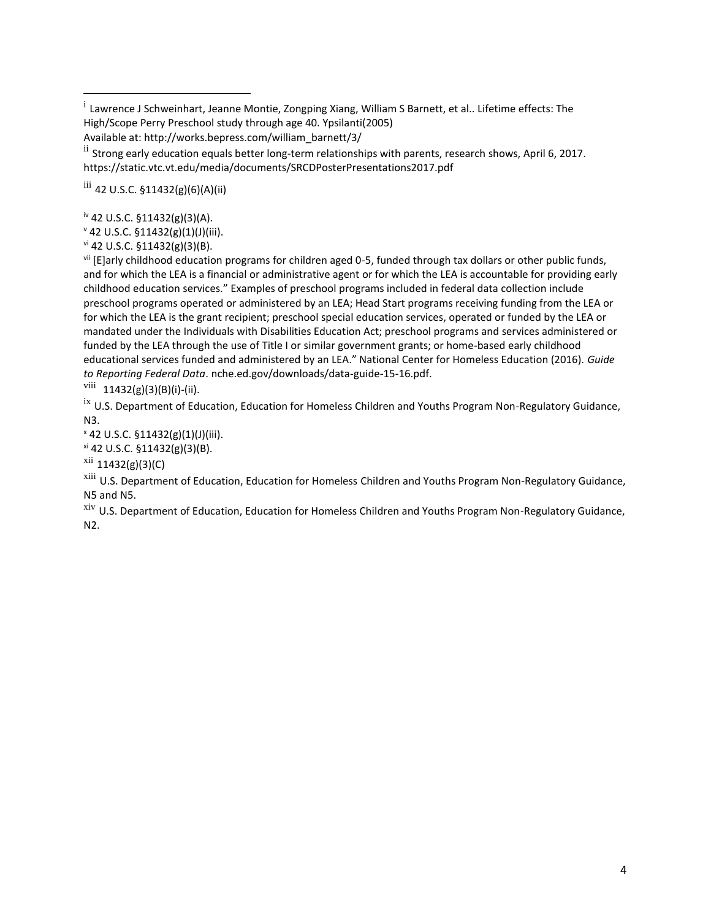[i] Lawrence J Schweinhart, Jeanne Montie, Zongping Xiang, William S Barnett, et al.. Lifetime effects: The High/Scope Perry Preschool study through age 40. Ypsilanti(2005)
Available at: http://works.bepress.com/william_barnett/3/

[ii] Strong early education equals better long-term relationships with parents, research shows, April 6, 2017. https://static.vtc.vt.edu/media/documents/SRCDPosterPresentations2017.pdf

[iii] 42 U.S.C. §11432(g)(6)(A)(ii)

[iv] 42 U.S.C. §11432(g)(3)(A).

[v] 42 U.S.C. §11432(g)(1)(J)(iii).

[vi] 42 U.S.C. §11432(g)(3)(B).

[vii] [E]arly childhood education programs for children aged 0-5, funded through tax dollars or other public funds, and for which the LEA is a financial or administrative agent or for which the LEA is accountable for providing early childhood education services." Examples of preschool programs included in federal data collection include preschool programs operated or administered by an LEA; Head Start programs receiving funding from the LEA or for which the LEA is the grant recipient; preschool special education services, operated or funded by the LEA or mandated under the Individuals with Disabilities Education Act; preschool programs and services administered or funded by the LEA through the use of Title I or similar government grants; or home-based early childhood educational services funded and administered by an LEA." National Center for Homeless Education (2016). *Guide to Reporting Federal Data*. nche.ed.gov/downloads/data-guide-15-16.pdf.

[viii] 11432(g)(3)(B)(i)-(ii).

[ix] U.S. Department of Education, Education for Homeless Children and Youths Program Non-Regulatory Guidance, N3.

[x] 42 U.S.C. §11432(g)(1)(J)(iii).

[xi] 42 U.S.C. §11432(g)(3)(B).

[xii] 11432(g)(3)(C)

[xiii] U.S. Department of Education, Education for Homeless Children and Youths Program Non-Regulatory Guidance, N5 and N5.

[xiv] U.S. Department of Education, Education for Homeless Children and Youths Program Non-Regulatory Guidance, N2.